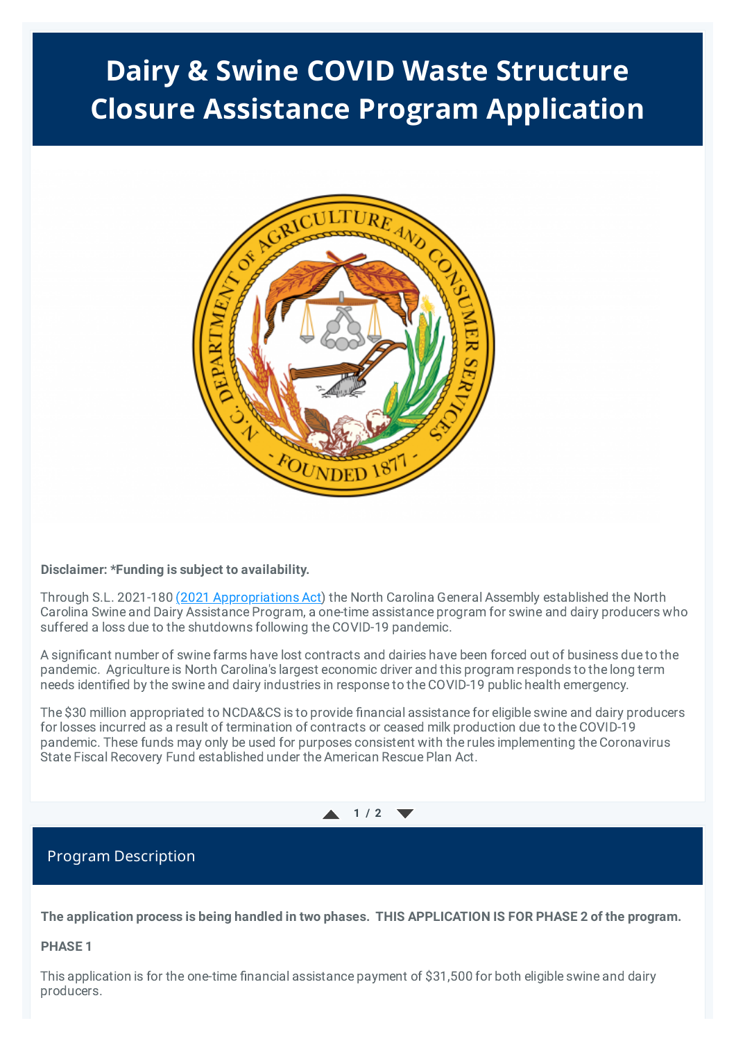# Dairy & Swine COVID Waste Structure Closure Assistance Program Application

**Disclaimer: *Funding is subject to availability.**

Through S.L. 2021-180 [(2021 Appropriations Act)] the North Carolina General Assembly established the North Carolina Swine and Dairy Assistance Program, a one-time assistance program for swine and dairy producers who suffered a loss due to the shutdowns following the COVID-19 pandemic.

A significant number of swine farms have lost contracts and dairies have been forced out of business due to the pandemic. Agriculture is North Carolina's largest economic driver and this program responds to the long term needs identified by the swine and dairy industries in response to the COVID-19 public health emergency.

The $30 million appropriated to NCDA&CS is to provide financial assistance for eligible swine and dairy producers for losses incurred as a result of termination of contracts or ceased milk production due to the COVID-19 pandemic. These funds may only be used for purposes consistent with the rules implementing the Coronavirus State Fiscal Recovery Fund established under the American Rescue Plan Act.

## Program Description

**The application process is being handled in two phases. THIS APPLICATION IS FOR PHASE 2 of the program.**

**PHASE 1**

This application is for the one-time financial assistance payment of $31,500 for both eligible swine and dairy producers.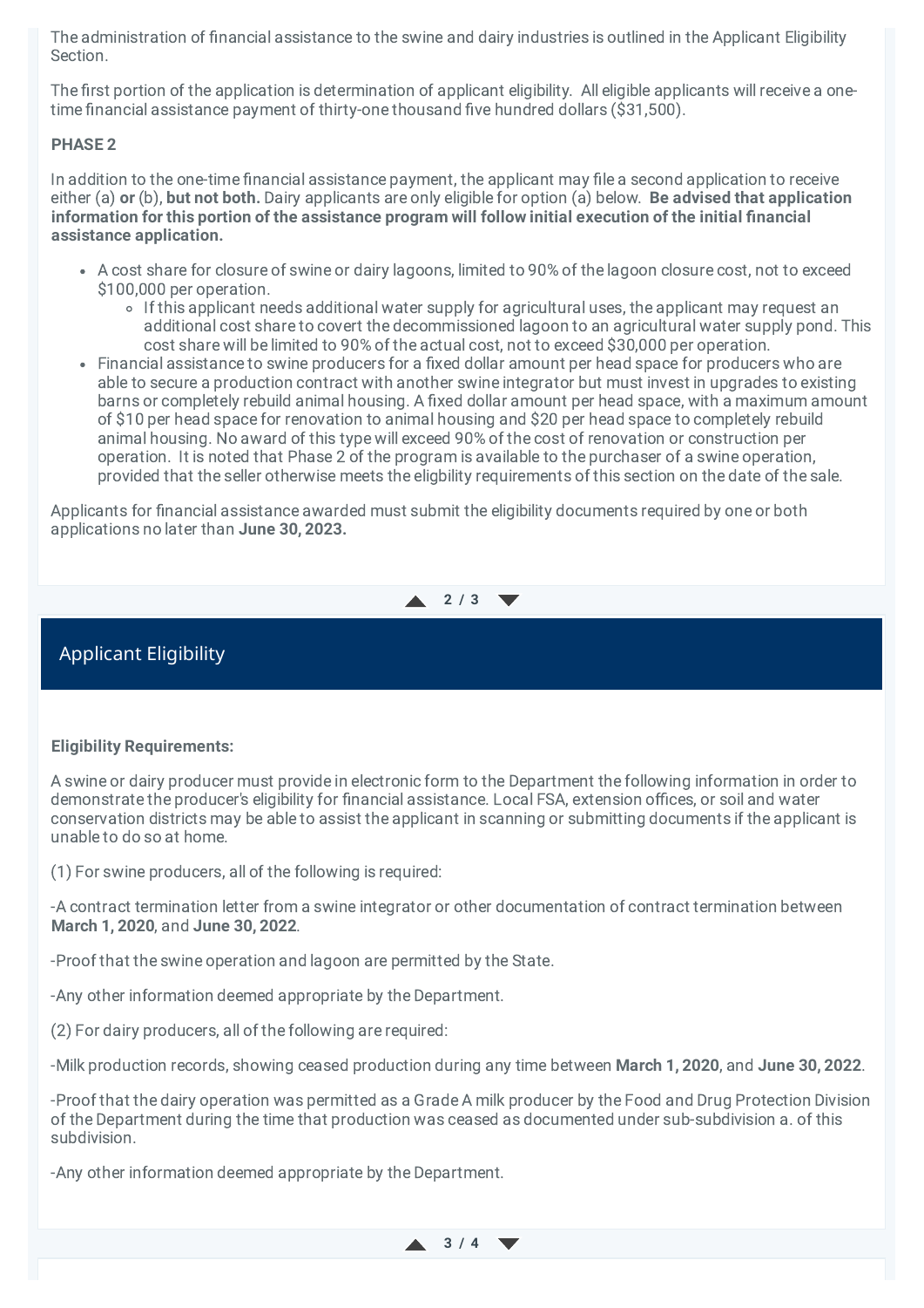The administration of financial assistance to the swine and dairy industries is outlined in the Applicant Eligibility Section.

The first portion of the application is determination of applicant eligibility. All eligible applicants will receive a one-time financial assistance payment of thirty-one thousand five hundred dollars ($31,500).

**PHASE 2**

In addition to the one-time financial assistance payment, the applicant may file a second application to receive either (a) **or** (b), **but not both.** Dairy applicants are only eligible for option (a) below. **Be advised that application information for this portion of the assistance program will follow initial execution of the initial financial assistance application.**

- A cost share for closure of swine or dairy lagoons, limited to 90% of the lagoon closure cost, not to exceed $100,000 per operation.
  - If this applicant needs additional water supply for agricultural uses, the applicant may request an additional cost share to covert the decommissioned lagoon to an agricultural water supply pond. This cost share will be limited to 90% of the actual cost, not to exceed $30,000 per operation.
- Financial assistance to swine producers for a fixed dollar amount per head space for producers who are able to secure a production contract with another swine integrator but must invest in upgrades to existing barns or completely rebuild animal housing. A fixed dollar amount per head space, with a maximum amount of $10 per head space for renovation to animal housing and $20 per head space to completely rebuild animal housing. No award of this type will exceed 90% of the cost of renovation or construction per operation. It is noted that Phase 2 of the program is available to the purchaser of a swine operation, provided that the seller otherwise meets the eligbility requirements of this section on the date of the sale.

Applicants for financial assistance awarded must submit the eligibility documents required by one or both applications no later than **June 30, 2023.**

## Applicant Eligibility

**Eligibility Requirements:**

A swine or dairy producer must provide in electronic form to the Department the following information in order to demonstrate the producer's eligibility for financial assistance. Local FSA, extension offices, or soil and water conservation districts may be able to assist the applicant in scanning or submitting documents if the applicant is unable to do so at home.

(1) For swine producers, all of the following is required:

-A contract termination letter from a swine integrator or other documentation of contract termination between **March 1, 2020**, and **June 30, 2022**.

-Proof that the swine operation and lagoon are permitted by the State.

-Any other information deemed appropriate by the Department.

(2) For dairy producers, all of the following are required:

-Milk production records, showing ceased production during any time between **March 1, 2020**, and **June 30, 2022**.

-Proof that the dairy operation was permitted as a Grade A milk producer by the Food and Drug Protection Division of the Department during the time that production was ceased as documented under sub-subdivision a. of this subdivision.

-Any other information deemed appropriate by the Department.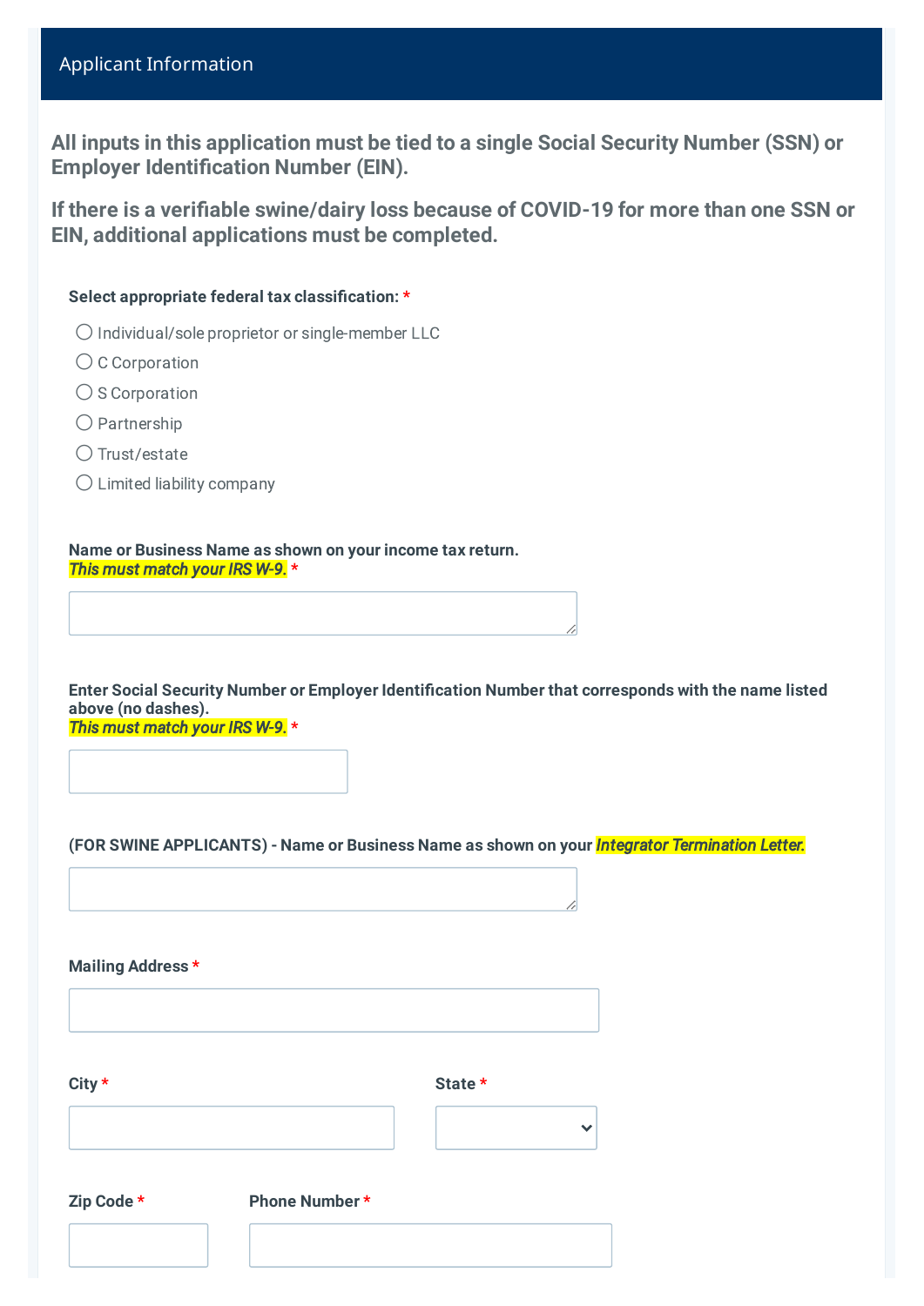## Applicant Information

**All inputs in this application must be tied to a single Social Security Number (SSN) or Employer Identification Number (EIN).**

**If there is a verifiable swine/dairy loss because of COVID-19 for more than one SSN or EIN, additional applications must be completed.**

**Select appropriate federal tax classification:** *

- ○ Individual/sole proprietor or single-member LLC
- ○ C Corporation
- ○ S Corporation
- ○ Partnership
- ○ Trust/estate
- ○ Limited liability company

**Name or Business Name as shown on your income tax return.**
***This must match your IRS W-9.*** *

**Enter Social Security Number or Employer Identification Number that corresponds with the name listed above (no dashes).**
***This must match your IRS W-9.*** *

**(FOR SWINE APPLICANTS) - Name or Business Name as shown on your *Integrator Termination Letter.***

**Mailing Address** *

**City** *

**State** *

**Zip Code** *

**Phone Number** *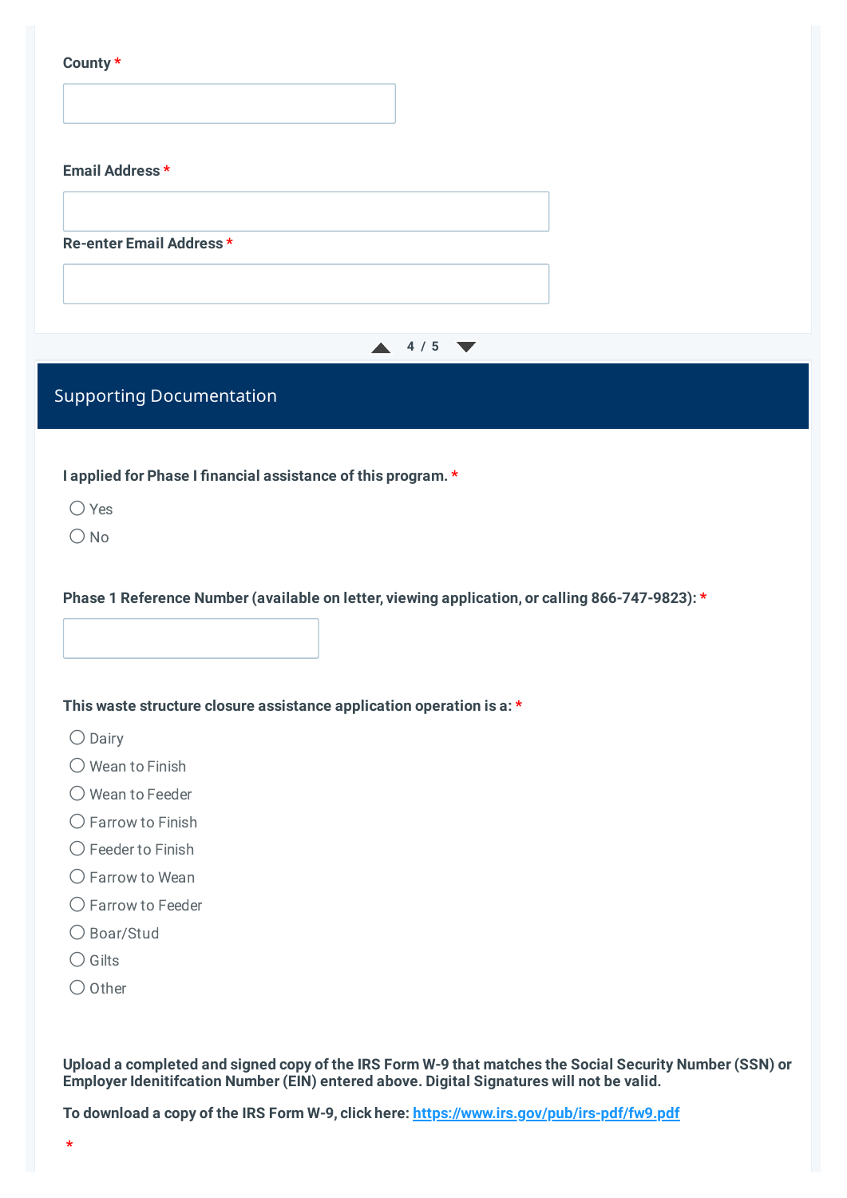**County** *

**Email Address** *

**Re-enter Email Address** *

## Supporting Documentation

**I applied for Phase I financial assistance of this program.** *

- ◯ Yes
- ◯ No

**Phase 1 Reference Number (available on letter, viewing application, or calling 866-747-9823):** *

**This waste structure closure assistance application operation is a:** *

- ◯ Dairy
- ◯ Wean to Finish
- ◯ Wean to Feeder
- ◯ Farrow to Finish
- ◯ Feeder to Finish
- ◯ Farrow to Wean
- ◯ Farrow to Feeder
- ◯ Boar/Stud
- ◯ Gilts
- ◯ Other

**Upload a completed and signed copy of the IRS Form W-9 that matches the Social Security Number (SSN) or Employer Idenitifcation Number (EIN) entered above. Digital Signatures will not be valid.**

**To download a copy of the IRS Form W-9, click here: [https://www.irs.gov/pub/irs-pdf/fw9.pdf](https://www.irs.gov/pub/irs-pdf/fw9.pdf)**

*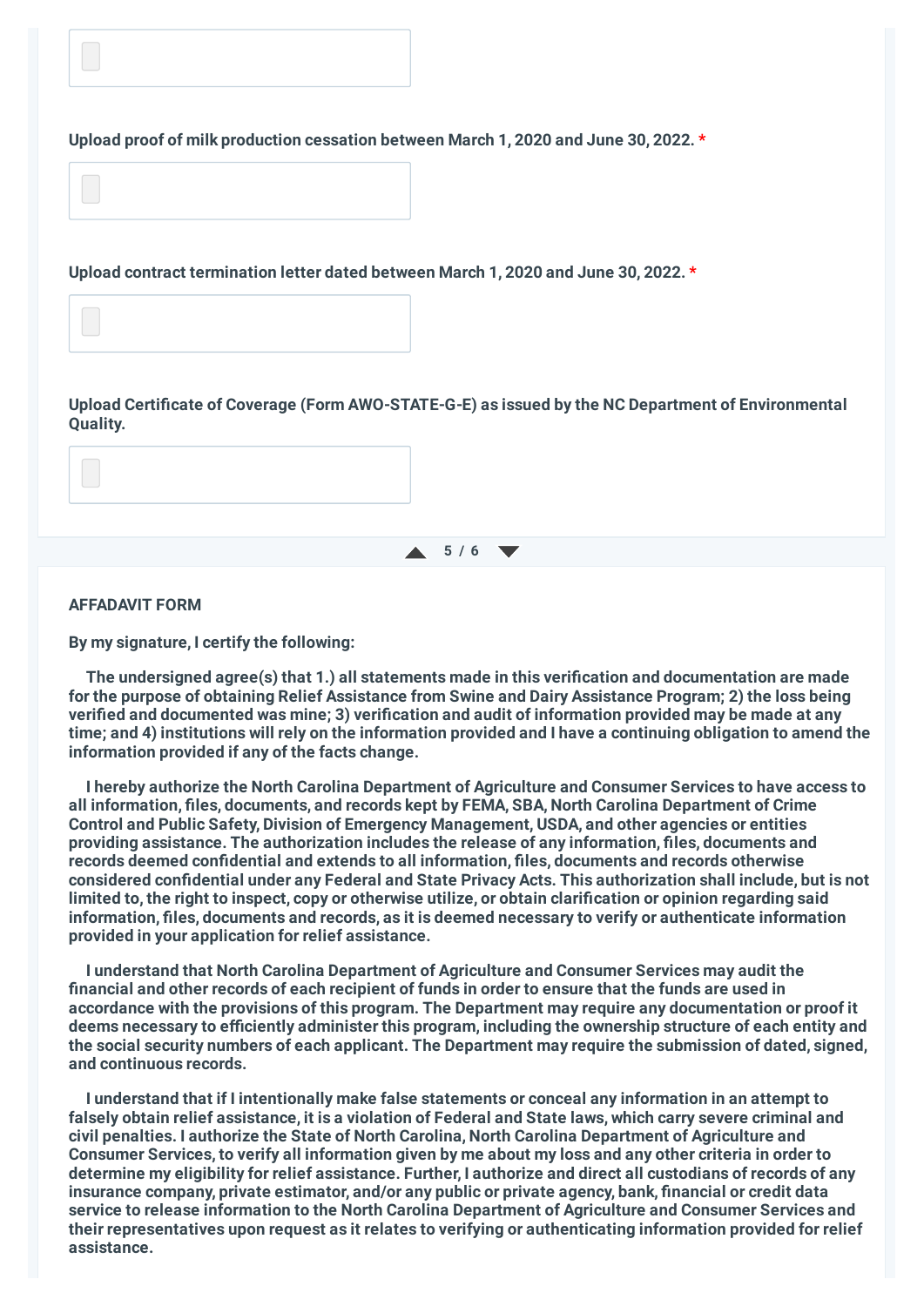**Upload proof of milk production cessation between March 1, 2020 and June 30, 2022. ***

**Upload contract termination letter dated between March 1, 2020 and June 30, 2022. ***

**Upload Certificate of Coverage (Form AWO-STATE-G-E) as issued by the NC Department of Environmental Quality.**

**AFFADAVIT FORM**

**By my signature, I certify the following:**

**The undersigned agree(s) that 1.) all statements made in this verification and documentation are made for the purpose of obtaining Relief Assistance from Swine and Dairy Assistance Program; 2) the loss being verified and documented was mine; 3) verification and audit of information provided may be made at any time; and 4) institutions will rely on the information provided and I have a continuing obligation to amend the information provided if any of the facts change.**

**I hereby authorize the North Carolina Department of Agriculture and Consumer Services to have access to all information, files, documents, and records kept by FEMA, SBA, North Carolina Department of Crime Control and Public Safety, Division of Emergency Management, USDA, and other agencies or entities providing assistance. The authorization includes the release of any information, files, documents and records deemed confidential and extends to all information, files, documents and records otherwise considered confidential under any Federal and State Privacy Acts. This authorization shall include, but is not limited to, the right to inspect, copy or otherwise utilize, or obtain clarification or opinion regarding said information, files, documents and records, as it is deemed necessary to verify or authenticate information provided in your application for relief assistance.**

**I understand that North Carolina Department of Agriculture and Consumer Services may audit the financial and other records of each recipient of funds in order to ensure that the funds are used in accordance with the provisions of this program. The Department may require any documentation or proof it deems necessary to efficiently administer this program, including the ownership structure of each entity and the social security numbers of each applicant. The Department may require the submission of dated, signed, and continuous records.**

**I understand that if I intentionally make false statements or conceal any information in an attempt to falsely obtain relief assistance, it is a violation of Federal and State laws, which carry severe criminal and civil penalties. I authorize the State of North Carolina, North Carolina Department of Agriculture and Consumer Services, to verify all information given by me about my loss and any other criteria in order to determine my eligibility for relief assistance. Further, I authorize and direct all custodians of records of any insurance company, private estimator, and/or any public or private agency, bank, financial or credit data service to release information to the North Carolina Department of Agriculture and Consumer Services and their representatives upon request as it relates to verifying or authenticating information provided for relief assistance.**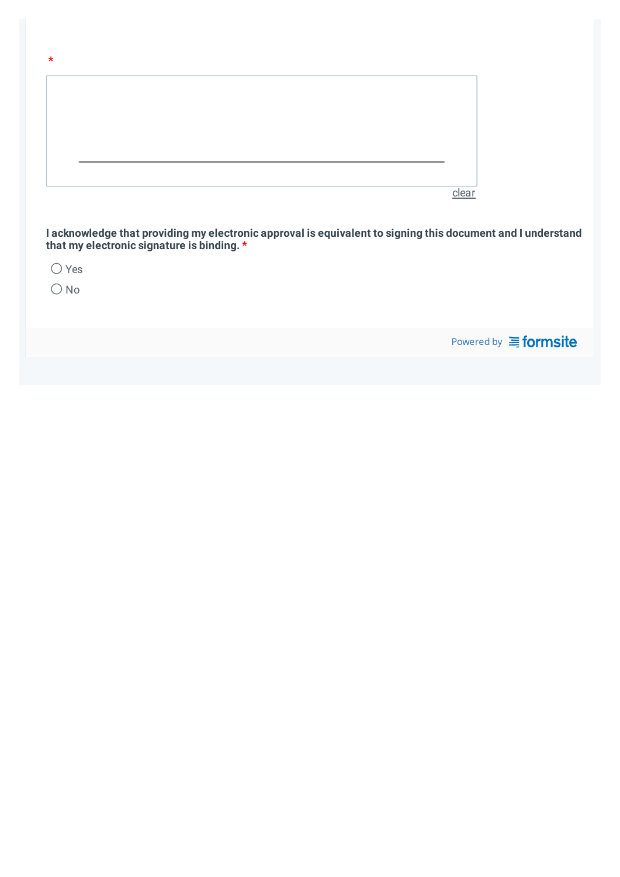*

clear

**I acknowledge that providing my electronic approval is equivalent to signing this document and I understand that my electronic signature is binding.** *

- ◯ Yes
- ◯ No

Powered by formsite